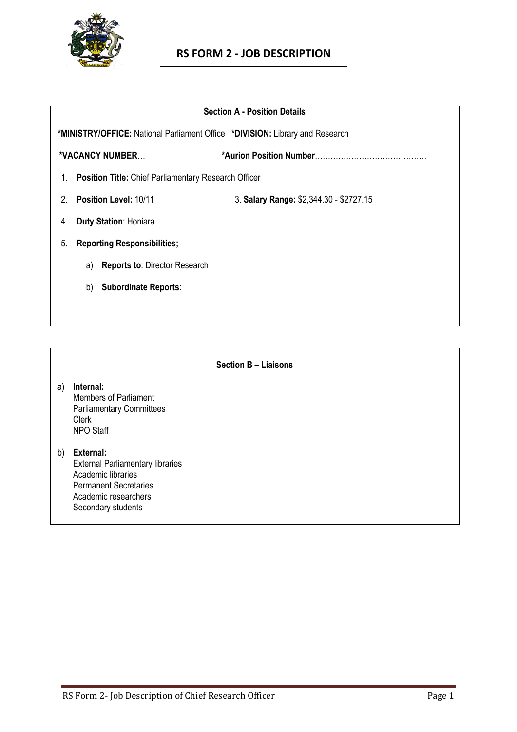# RS FORM 2 - JOB DESCRIPTION

## Section A - Position Details

**\*MINISTRY/OFFICE:** National Parliament Office **\*DIVISION:** Library and Research

**\*VACANCY NUMBER**… **\*Aurion Position Number**…………………………………….

1. **Position Title:** Chief Parliamentary Research Officer
2. **Position Level:** 10/11 3. **Salary Range:** $2,344.30 - $2727.15
4. **Duty Station**: Honiara
5. **Reporting Responsibilities;**
   a) **Reports to**: Director Research
   b) **Subordinate Reports**:

## Section B – Liaisons

a) **Internal:**
Members of Parliament
Parliamentary Committees
Clerk
NPO Staff

b) **External:**
External Parliamentary libraries
Academic libraries
Permanent Secretaries
Academic researchers
Secondary students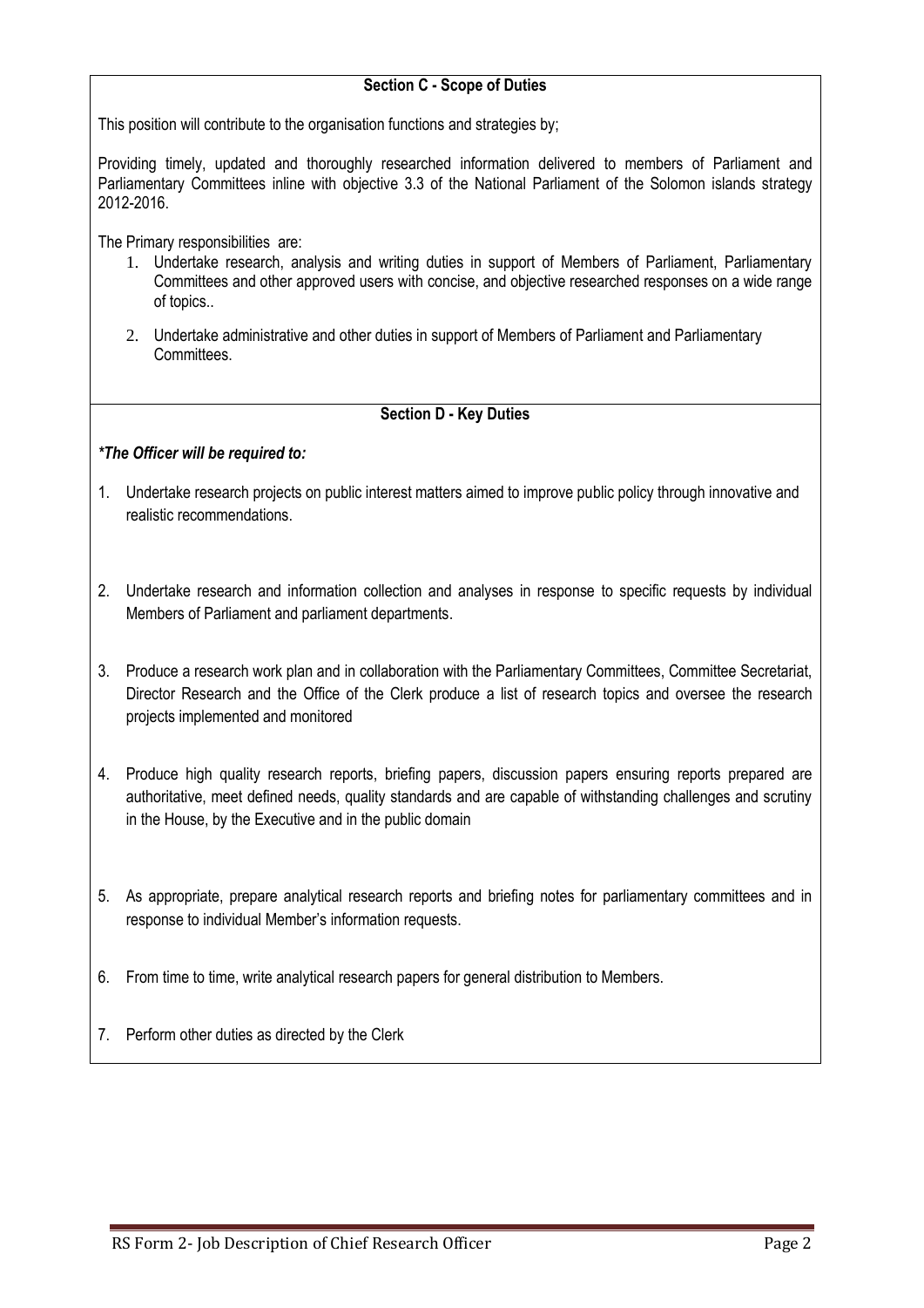**Section C - Scope of Duties**

This position will contribute to the organisation functions and strategies by;

Providing timely, updated and thoroughly researched information delivered to members of Parliament and Parliamentary Committees inline with objective 3.3 of the National Parliament of the Solomon islands strategy 2012-2016.

The Primary responsibilities are:

1. Undertake research, analysis and writing duties in support of Members of Parliament, Parliamentary Committees and other approved users with concise, and objective researched responses on a wide range of topics..
2. Undertake administrative and other duties in support of Members of Parliament and Parliamentary Committees.

**Section D - Key Duties**

***The Officer will be required to:***

1. Undertake research projects on public interest matters aimed to improve public policy through innovative and realistic recommendations.
2. Undertake research and information collection and analyses in response to specific requests by individual Members of Parliament and parliament departments.
3. Produce a research work plan and in collaboration with the Parliamentary Committees, Committee Secretariat, Director Research and the Office of the Clerk produce a list of research topics and oversee the research projects implemented and monitored
4. Produce high quality research reports, briefing papers, discussion papers ensuring reports prepared are authoritative, meet defined needs, quality standards and are capable of withstanding challenges and scrutiny in the House, by the Executive and in the public domain
5. As appropriate, prepare analytical research reports and briefing notes for parliamentary committees and in response to individual Member's information requests.
6. From time to time, write analytical research papers for general distribution to Members.
7. Perform other duties as directed by the Clerk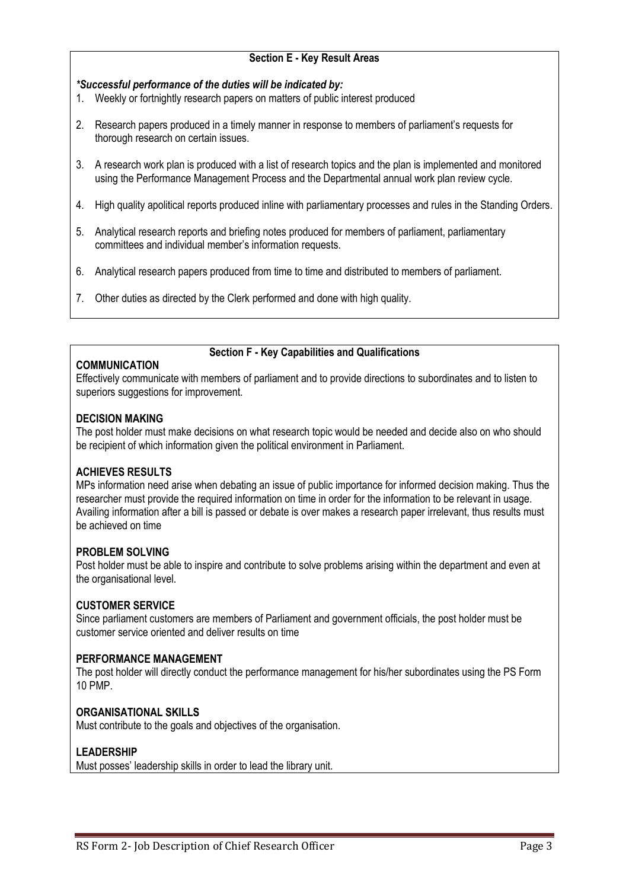## Section E - Key Result Areas

***Successful performance of the duties will be indicated by:***

1. Weekly or fortnightly research papers on matters of public interest produced
2. Research papers produced in a timely manner in response to members of parliament's requests for thorough research on certain issues.
3. A research work plan is produced with a list of research topics and the plan is implemented and monitored using the Performance Management Process and the Departmental annual work plan review cycle.
4. High quality apolitical reports produced inline with parliamentary processes and rules in the Standing Orders.
5. Analytical research reports and briefing notes produced for members of parliament, parliamentary committees and individual member's information requests.
6. Analytical research papers produced from time to time and distributed to members of parliament.
7. Other duties as directed by the Clerk performed and done with high quality.

## Section F - Key Capabilities and Qualifications

**COMMUNICATION**

Effectively communicate with members of parliament and to provide directions to subordinates and to listen to superiors suggestions for improvement.

**DECISION MAKING**

The post holder must make decisions on what research topic would be needed and decide also on who should be recipient of which information given the political environment in Parliament.

**ACHIEVES RESULTS**

MPs information need arise when debating an issue of public importance for informed decision making. Thus the researcher must provide the required information on time in order for the information to be relevant in usage. Availing information after a bill is passed or debate is over makes a research paper irrelevant, thus results must be achieved on time

**PROBLEM SOLVING**

Post holder must be able to inspire and contribute to solve problems arising within the department and even at the organisational level.

**CUSTOMER SERVICE**

Since parliament customers are members of Parliament and government officials, the post holder must be customer service oriented and deliver results on time

**PERFORMANCE MANAGEMENT**

The post holder will directly conduct the performance management for his/her subordinates using the PS Form 10 PMP.

**ORGANISATIONAL SKILLS**

Must contribute to the goals and objectives of the organisation.

**LEADERSHIP**

Must posses' leadership skills in order to lead the library unit.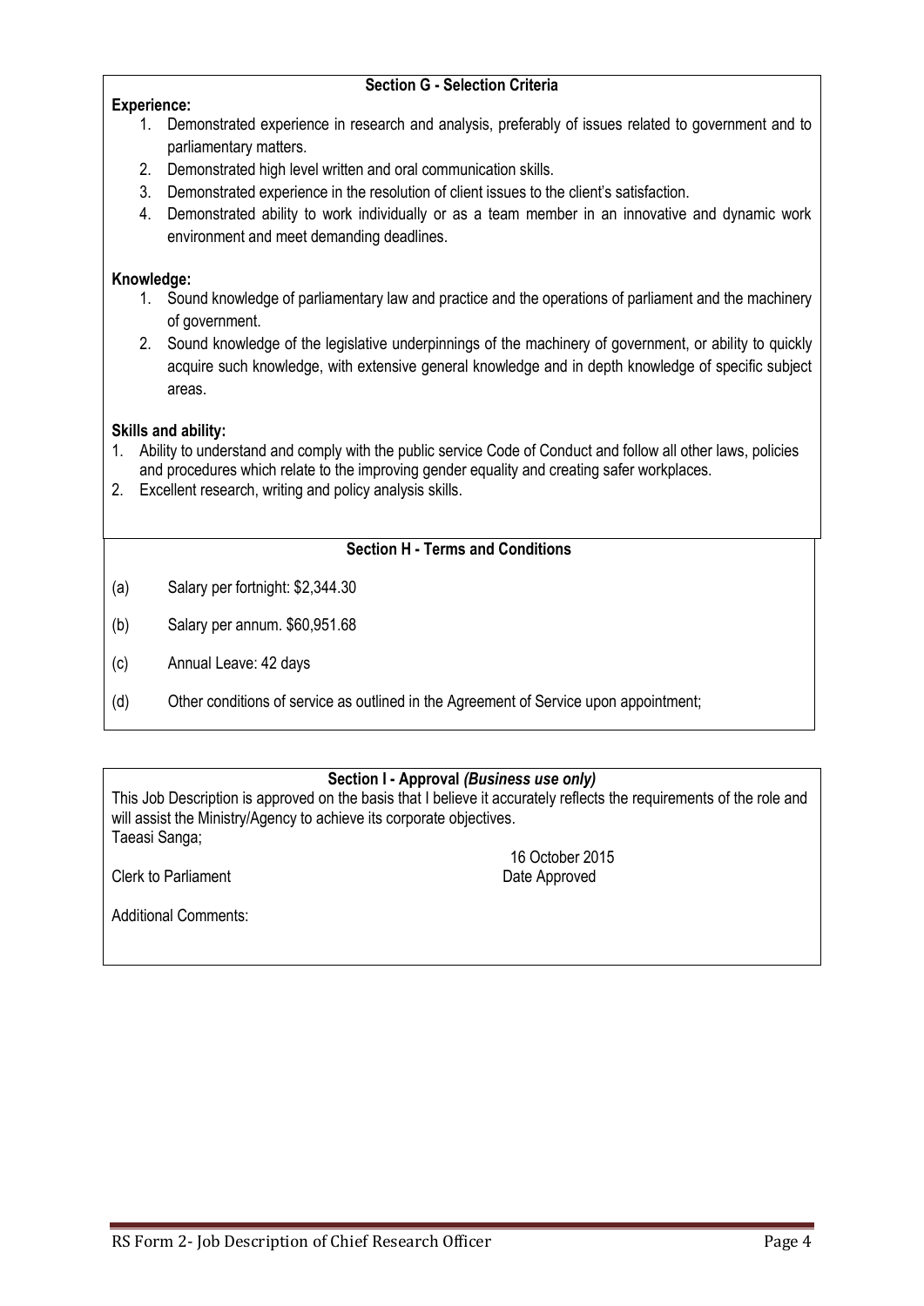## Section G - Selection Criteria

**Experience:**

1. Demonstrated experience in research and analysis, preferably of issues related to government and to parliamentary matters.
2. Demonstrated high level written and oral communication skills.
3. Demonstrated experience in the resolution of client issues to the client's satisfaction.
4. Demonstrated ability to work individually or as a team member in an innovative and dynamic work environment and meet demanding deadlines.

**Knowledge:**

1. Sound knowledge of parliamentary law and practice and the operations of parliament and the machinery of government.
2. Sound knowledge of the legislative underpinnings of the machinery of government, or ability to quickly acquire such knowledge, with extensive general knowledge and in depth knowledge of specific subject areas.

**Skills and ability:**

1. Ability to understand and comply with the public service Code of Conduct and follow all other laws, policies and procedures which relate to the improving gender equality and creating safer workplaces.
2. Excellent research, writing and policy analysis skills.

## Section H - Terms and Conditions

(a) Salary per fortnight: $2,344.30

(b) Salary per annum. $60,951.68

(c) Annual Leave: 42 days

(d) Other conditions of service as outlined in the Agreement of Service upon appointment;

## Section I - Approval *(Business use only)*

This Job Description is approved on the basis that I believe it accurately reflects the requirements of the role and will assist the Ministry/Agency to achieve its corporate objectives.

Taeasi Sanga;

Clerk to Parliament

16 October 2015

Date Approved

Additional Comments: